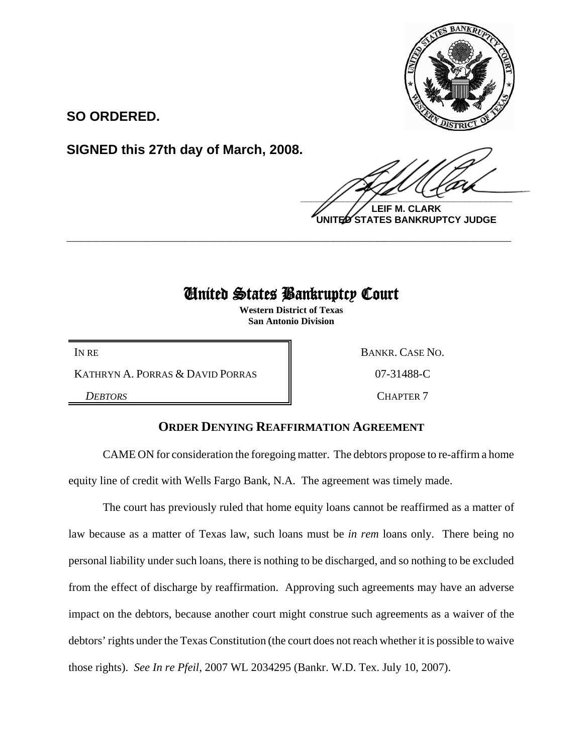**SO ORDERED.**

**SIGNED this 27th day of March, 2008.**

**LEIF M. CLARK**
**UNITED STATES BANKRUPTCY JUDGE**

---

# United States Bankruptcy Court

**Western District of Texas**
**San Antonio Division**

| | |
|---|---|
| IN RE | BANKR. CASE NO. |
| KATHRYN A. PORRAS & DAVID PORRAS | 07-31488-C |
| *DEBTORS* | CHAPTER 7 |

## ORDER DENYING REAFFIRMATION AGREEMENT

CAME ON for consideration the foregoing matter. The debtors propose to re-affirm a home equity line of credit with Wells Fargo Bank, N.A. The agreement was timely made.

The court has previously ruled that home equity loans cannot be reaffirmed as a matter of law because as a matter of Texas law, such loans must be *in rem* loans only. There being no personal liability under such loans, there is nothing to be discharged, and so nothing to be excluded from the effect of discharge by reaffirmation. Approving such agreements may have an adverse impact on the debtors, because another court might construe such agreements as a waiver of the debtors' rights under the Texas Constitution (the court does not reach whether it is possible to waive those rights). *See In re Pfeil*, 2007 WL 2034295 (Bankr. W.D. Tex. July 10, 2007).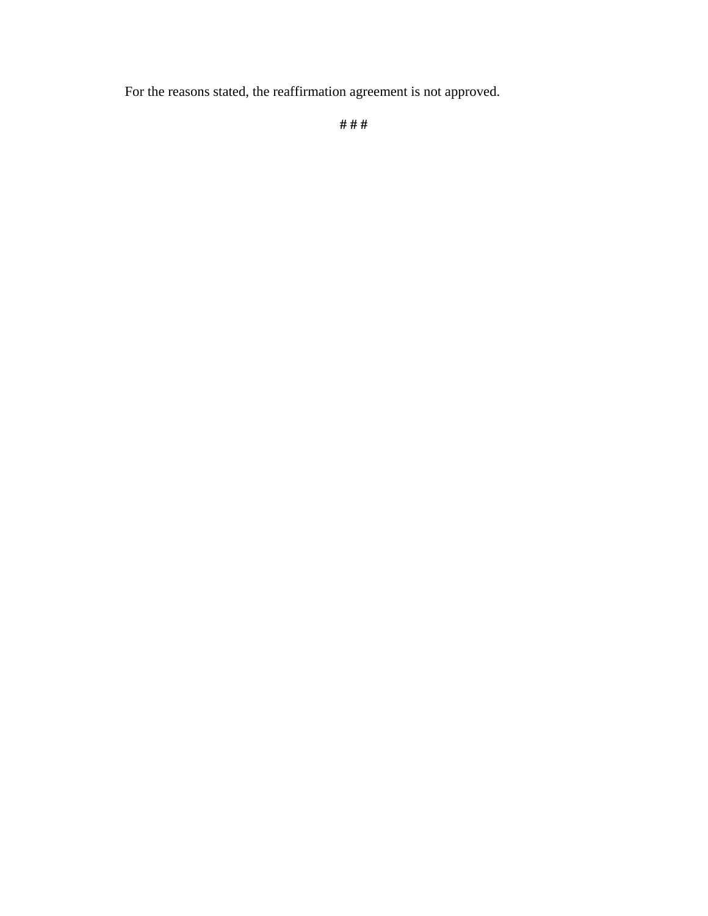For the reasons stated, the reaffirmation agreement is not approved.

# # #